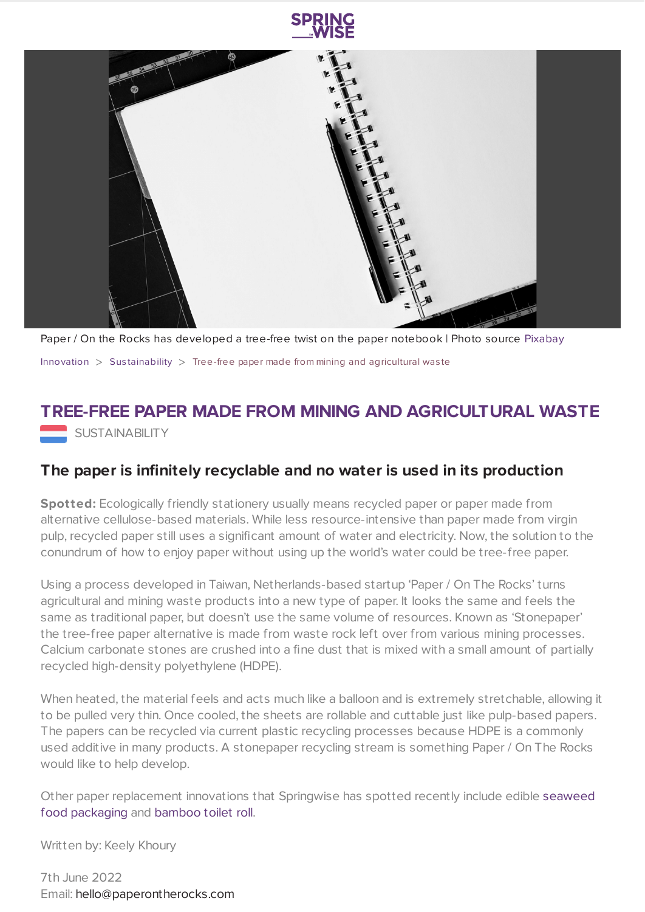Paper / On the Rocks has developed a tree-free twist on the paper notebook | Photo source Pixabay

Innovation > Sustainability > Tree-free paper made from mining and agricultural waste

# TREE-FREE PAPER MADE FROM MINING AND AGRICULTURAL WASTE

SUSTAINABILITY

## The paper is infinitely recyclable and no water is used in its production

**Spotted:** Ecologically friendly stationery usually means recycled paper or paper made from alternative cellulose-based materials. While less resource-intensive than paper made from virgin pulp, recycled paper still uses a significant amount of water and electricity. Now, the solution to the conundrum of how to enjoy paper without using up the world's water could be tree-free paper.

Using a process developed in Taiwan, Netherlands-based startup 'Paper / On The Rocks' turns agricultural and mining waste products into a new type of paper. It looks the same and feels the same as traditional paper, but doesn't use the same volume of resources. Known as 'Stonepaper' the tree-free paper alternative is made from waste rock left over from various mining processes. Calcium carbonate stones are crushed into a fine dust that is mixed with a small amount of partially recycled high-density polyethylene (HDPE).

When heated, the material feels and acts much like a balloon and is extremely stretchable, allowing it to be pulled very thin. Once cooled, the sheets are rollable and cuttable just like pulp-based papers. The papers can be recycled via current plastic recycling processes because HDPE is a commonly used additive in many products. A stonepaper recycling stream is something Paper / On The Rocks would like to help develop.

Other paper replacement innovations that Springwise has spotted recently include edible seaweed food packaging and bamboo toilet roll.

Written by: Keely Khoury

7th June 2022

Email: hello@paperontherocks.com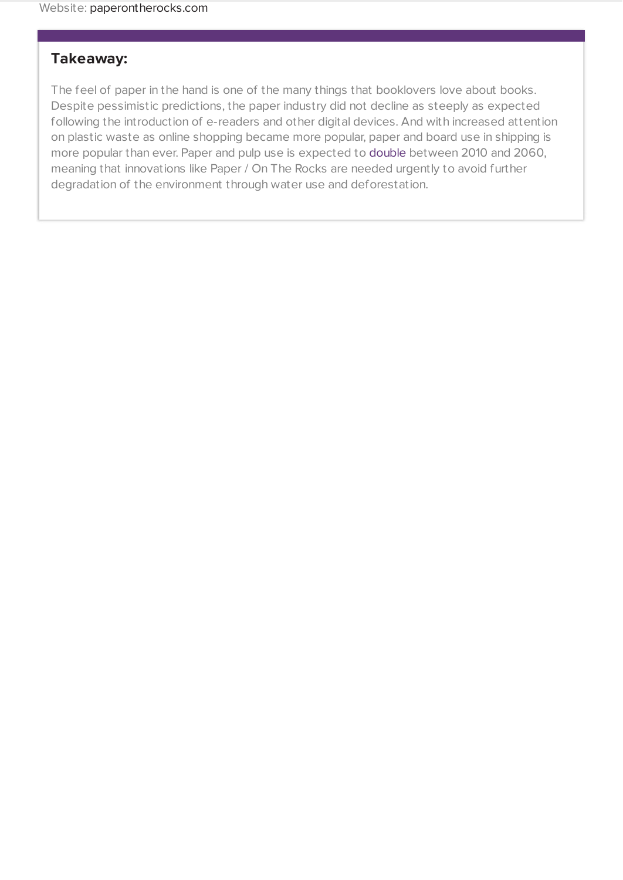Website: paperontherocks.com

## Takeaway:

The feel of paper in the hand is one of the many things that booklovers love about books. Despite pessimistic predictions, the paper industry did not decline as steeply as expected following the introduction of e-readers and other digital devices. And with increased attention on plastic waste as online shopping became more popular, paper and board use in shipping is more popular than ever. Paper and pulp use is expected to double between 2010 and 2060, meaning that innovations like Paper / On The Rocks are needed urgently to avoid further degradation of the environment through water use and deforestation.